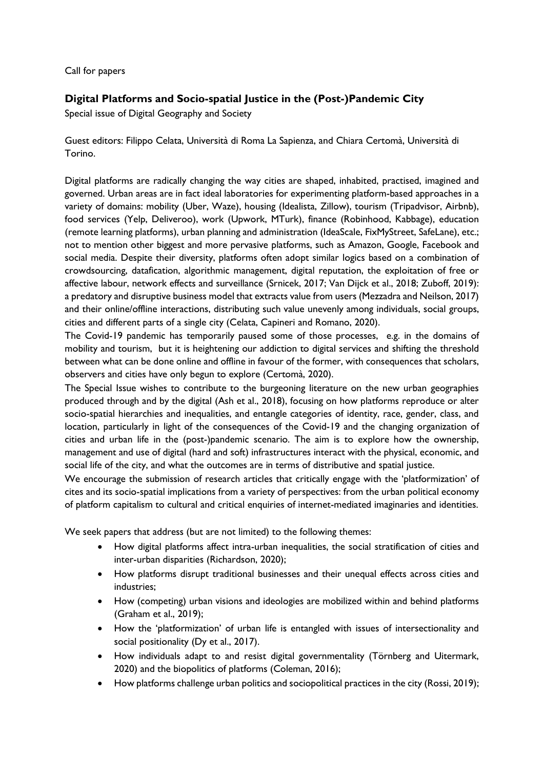Call for papers

## Digital Platforms and Socio-spatial Justice in the (Post-)Pandemic City

Special issue of Digital Geography and Society

Guest editors: Filippo Celata, Università di Roma La Sapienza, and Chiara Certomà, Università di Torino.

Digital platforms are radically changing the way cities are shaped, inhabited, practised, imagined and governed. Urban areas are in fact ideal laboratories for experimenting platform-based approaches in a variety of domains: mobility (Uber, Waze), housing (Idealista, Zillow), tourism (Tripadvisor, Airbnb), food services (Yelp, Deliveroo), work (Upwork, MTurk), finance (Robinhood, Kabbage), education (remote learning platforms), urban planning and administration (IdeaScale, FixMyStreet, SafeLane), etc.; not to mention other biggest and more pervasive platforms, such as Amazon, Google, Facebook and social media. Despite their diversity, platforms often adopt similar logics based on a combination of crowdsourcing, datafication, algorithmic management, digital reputation, the exploitation of free or affective labour, network effects and surveillance (Srnicek, 2017; Van Dijck et al., 2018; Zuboff, 2019): a predatory and disruptive business model that extracts value from users (Mezzadra and Neilson, 2017) and their online/offline interactions, distributing such value unevenly among individuals, social groups, cities and different parts of a single city (Celata, Capineri and Romano, 2020).

The Covid-19 pandemic has temporarily paused some of those processes, e.g. in the domains of mobility and tourism, but it is heightening our addiction to digital services and shifting the threshold between what can be done online and offline in favour of the former, with consequences that scholars, observers and cities have only begun to explore (Certomà, 2020).

The Special Issue wishes to contribute to the burgeoning literature on the new urban geographies produced through and by the digital (Ash et al., 2018), focusing on how platforms reproduce or alter socio-spatial hierarchies and inequalities, and entangle categories of identity, race, gender, class, and location, particularly in light of the consequences of the Covid-19 and the changing organization of cities and urban life in the (post-)pandemic scenario. The aim is to explore how the ownership, management and use of digital (hard and soft) infrastructures interact with the physical, economic, and social life of the city, and what the outcomes are in terms of distributive and spatial justice.

We encourage the submission of research articles that critically engage with the 'platformization' of cites and its socio-spatial implications from a variety of perspectives: from the urban political economy of platform capitalism to cultural and critical enquiries of internet-mediated imaginaries and identities.

We seek papers that address (but are not limited) to the following themes:

- How digital platforms affect intra-urban inequalities, the social stratification of cities and inter-urban disparities (Richardson, 2020);
- How platforms disrupt traditional businesses and their unequal effects across cities and industries;
- How (competing) urban visions and ideologies are mobilized within and behind platforms (Graham et al., 2019);
- How the 'platformization' of urban life is entangled with issues of intersectionality and social positionality (Dy et al., 2017).
- How individuals adapt to and resist digital governmentality (Törnberg and Uitermark, 2020) and the biopolitics of platforms (Coleman, 2016);
- How platforms challenge urban politics and sociopolitical practices in the city (Rossi, 2019);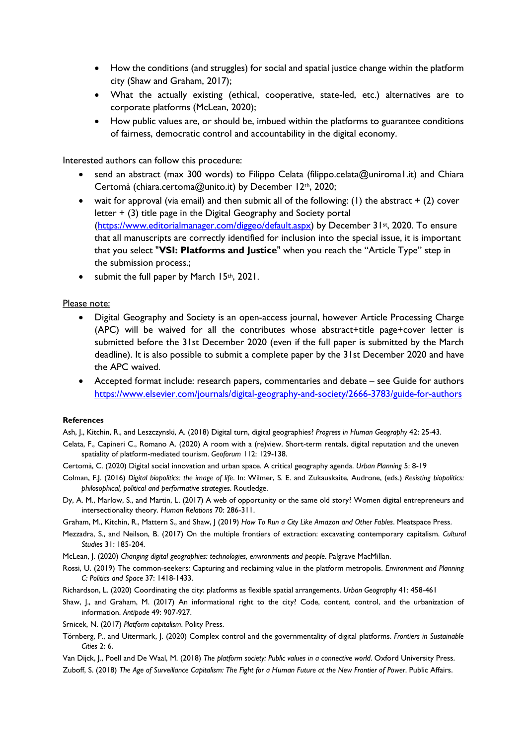- How the conditions (and struggles) for social and spatial justice change within the platform city (Shaw and Graham, 2017);
- What the actually existing (ethical, cooperative, state-led, etc.) alternatives are to corporate platforms (McLean, 2020);
- How public values are, or should be, imbued within the platforms to guarantee conditions of fairness, democratic control and accountability in the digital economy.

Interested authors can follow this procedure:

- send an abstract (max 300 words) to Filippo Celata (filippo.celata@uniroma1.it) and Chiara Certomà (chiara.certoma@unito.it) by December 12th, 2020;
- wait for approval (via email) and then submit all of the following: (1) the abstract + (2) cover letter + (3) title page in the Digital Geography and Society portal (https://www.editorialmanager.com/diggeo/default.aspx) by December 31st, 2020. To ensure that all manuscripts are correctly identified for inclusion into the special issue, it is important that you select "**VSI: Platforms and Justice**" when you reach the "Article Type" step in the submission process.;
- submit the full paper by March 15th, 2021.

Please note:

- Digital Geography and Society is an open-access journal, however Article Processing Charge (APC) will be waived for all the contributes whose abstract+title page+cover letter is submitted before the 31st December 2020 (even if the full paper is submitted by the March deadline). It is also possible to submit a complete paper by the 31st December 2020 and have the APC waived.
- Accepted format include: research papers, commentaries and debate – see Guide for authors https://www.elsevier.com/journals/digital-geography-and-society/2666-3783/guide-for-authors

**References**

Ash, J., Kitchin, R., and Leszczynski, A. (2018) Digital turn, digital geographies? *Progress in Human Geography* 42: 25-43.

Celata, F., Capineri C., Romano A. (2020) A room with a (re)view. Short-term rentals, digital reputation and the uneven spatiality of platform-mediated tourism. *Geoforum* 112: 129-138.

Certomà, C. (2020) Digital social innovation and urban space. A critical geography agenda. *Urban Planning* 5: 8-19

Colman, F.J. (2016) *Digital biopolitics: the image of life*. In: Wilmer, S. E. and Zukauskaite, Audrone, (eds.) *Resisting biopolitics: philosophical, political and performative strategies*. Routledge.

Dy, A. M., Marlow, S., and Martin, L. (2017) A web of opportunity or the same old story? Women digital entrepreneurs and intersectionality theory. *Human Relations* 70: 286-311.

Graham, M., Kitchin, R., Mattern S., and Shaw, J (2019) *How To Run a City Like Amazon and Other Fables*. Meatspace Press.

Mezzadra, S., and Neilson, B. (2017) On the multiple frontiers of extraction: excavating contemporary capitalism. *Cultural Studies* 31: 185-204.

McLean, J. (2020) *Changing digital geographies: technologies, environments and people*. Palgrave MacMillan.

Rossi, U. (2019) The common-seekers: Capturing and reclaiming value in the platform metropolis. *Environment and Planning C: Politics and Space* 37: 1418-1433.

Richardson, L. (2020) Coordinating the city: platforms as flexible spatial arrangements. *Urban Geography* 41: 458-461

Shaw, J., and Graham, M. (2017) An informational right to the city? Code, content, control, and the urbanization of information. *Antipode* 49: 907-927.

Srnicek, N. (2017) *Platform capitalism*. Polity Press.

Törnberg, P., and Uitermark, J. (2020) Complex control and the governmentality of digital platforms. *Frontiers in Sustainable Cities* 2: 6.

Van Dijck, J., Poell and De Waal, M. (2018) *The platform society: Public values in a connective world*. Oxford University Press.

Zuboff, S. (2018) *The Age of Surveillance Capitalism: The Fight for a Human Future at the New Frontier of Power*. Public Affairs.